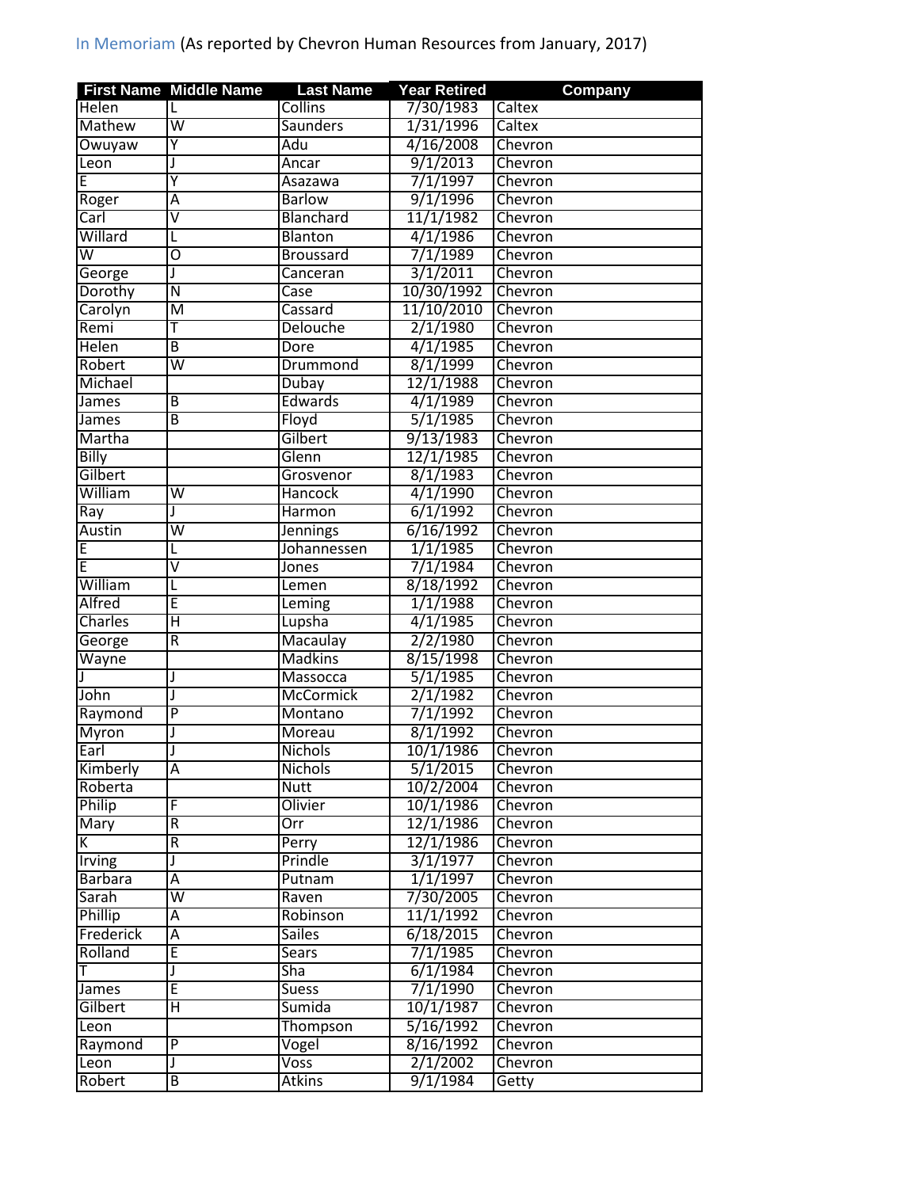In Memoriam (As reported by Chevron Human Resources from January, 2017)

| First Name | Middle Name | Last Name | Year Retired | Company |
|---|---|---|---|---|
| Helen | L | Collins | 7/30/1983 | Caltex |
| Mathew | W | Saunders | 1/31/1996 | Caltex |
| Owuyaw | Y | Adu | 4/16/2008 | Chevron |
| Leon | J | Ancar | 9/1/2013 | Chevron |
| E | Y | Asazawa | 7/1/1997 | Chevron |
| Roger | A | Barlow | 9/1/1996 | Chevron |
| Carl | V | Blanchard | 11/1/1982 | Chevron |
| Willard | L | Blanton | 4/1/1986 | Chevron |
| W | O | Broussard | 7/1/1989 | Chevron |
| George | J | Canceran | 3/1/2011 | Chevron |
| Dorothy | N | Case | 10/30/1992 | Chevron |
| Carolyn | M | Cassard | 11/10/2010 | Chevron |
| Remi | T | Delouche | 2/1/1980 | Chevron |
| Helen | B | Dore | 4/1/1985 | Chevron |
| Robert | W | Drummond | 8/1/1999 | Chevron |
| Michael | | Dubay | 12/1/1988 | Chevron |
| James | B | Edwards | 4/1/1989 | Chevron |
| James | B | Floyd | 5/1/1985 | Chevron |
| Martha | | Gilbert | 9/13/1983 | Chevron |
| Billy | | Glenn | 12/1/1985 | Chevron |
| Gilbert | | Grosvenor | 8/1/1983 | Chevron |
| William | W | Hancock | 4/1/1990 | Chevron |
| Ray | J | Harmon | 6/1/1992 | Chevron |
| Austin | W | Jennings | 6/16/1992 | Chevron |
| E | L | Johannessen | 1/1/1985 | Chevron |
| E | V | Jones | 7/1/1984 | Chevron |
| William | L | Lemen | 8/18/1992 | Chevron |
| Alfred | E | Leming | 1/1/1988 | Chevron |
| Charles | H | Lupsha | 4/1/1985 | Chevron |
| George | R | Macaulay | 2/2/1980 | Chevron |
| Wayne | | Madkins | 8/15/1998 | Chevron |
| J | J | Massocca | 5/1/1985 | Chevron |
| John | J | McCormick | 2/1/1982 | Chevron |
| Raymond | P | Montano | 7/1/1992 | Chevron |
| Myron | J | Moreau | 8/1/1992 | Chevron |
| Earl | J | Nichols | 10/1/1986 | Chevron |
| Kimberly | A | Nichols | 5/1/2015 | Chevron |
| Roberta | | Nutt | 10/2/2004 | Chevron |
| Philip | F | Olivier | 10/1/1986 | Chevron |
| Mary | R | Orr | 12/1/1986 | Chevron |
| K | R | Perry | 12/1/1986 | Chevron |
| Irving | J | Prindle | 3/1/1977 | Chevron |
| Barbara | A | Putnam | 1/1/1997 | Chevron |
| Sarah | W | Raven | 7/30/2005 | Chevron |
| Phillip | A | Robinson | 11/1/1992 | Chevron |
| Frederick | A | Sailes | 6/18/2015 | Chevron |
| Rolland | E | Sears | 7/1/1985 | Chevron |
| T | J | Sha | 6/1/1984 | Chevron |
| James | E | Suess | 7/1/1990 | Chevron |
| Gilbert | H | Sumida | 10/1/1987 | Chevron |
| Leon | | Thompson | 5/16/1992 | Chevron |
| Raymond | P | Vogel | 8/16/1992 | Chevron |
| Leon | J | Voss | 2/1/2002 | Chevron |
| Robert | B | Atkins | 9/1/1984 | Getty |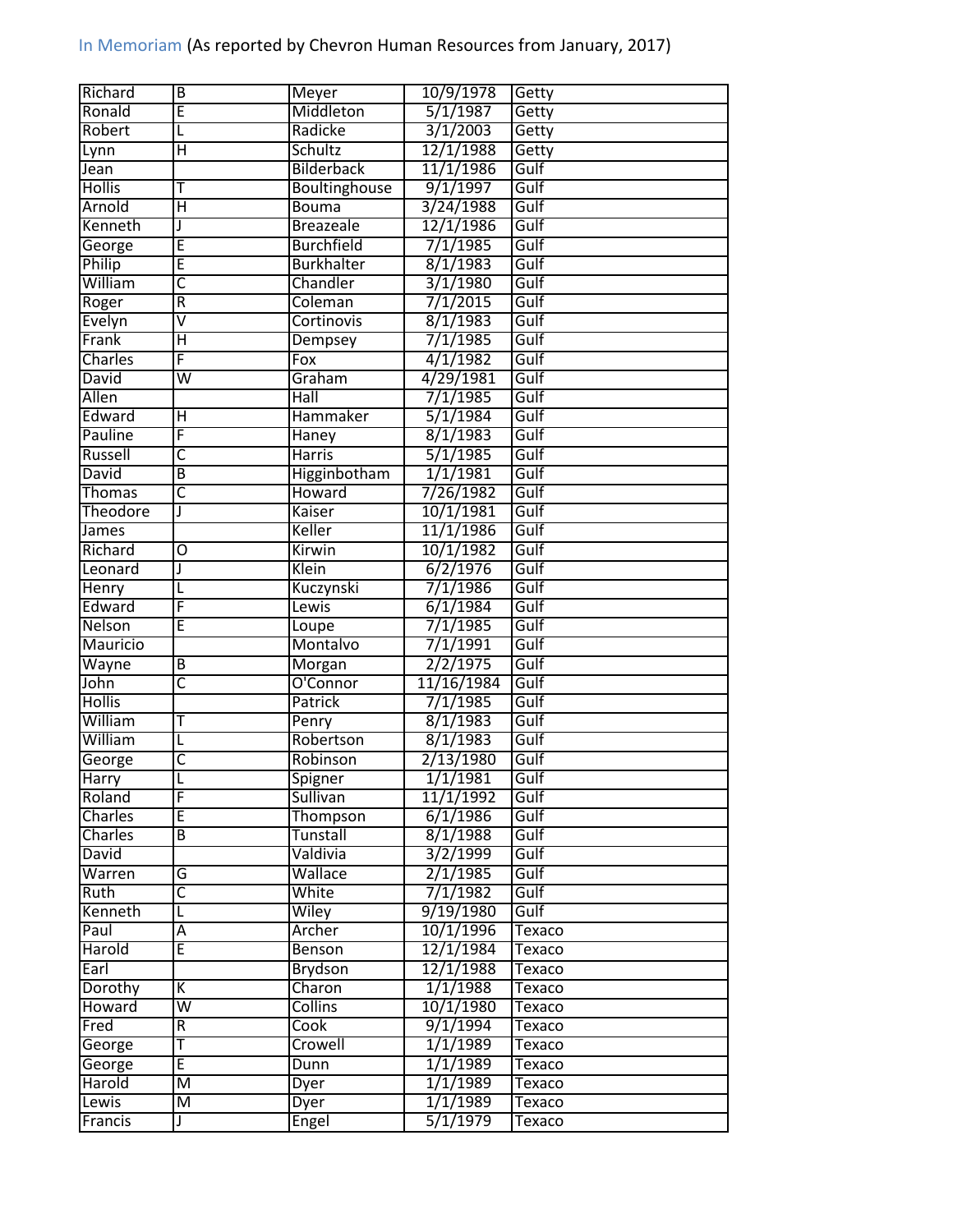| Richard | B | Meyer | 10/9/1978 | Getty |
|---|---|---|---|---|
| Ronald | E | Middleton | 5/1/1987 | Getty |
| Robert | L | Radicke | 3/1/2003 | Getty |
| Lynn | H | Schultz | 12/1/1988 | Getty |
| Jean | | Bilderback | 11/1/1986 | Gulf |
| Hollis | T | Boultinghouse | 9/1/1997 | Gulf |
| Arnold | H | Bouma | 3/24/1988 | Gulf |
| Kenneth | J | Breazeale | 12/1/1986 | Gulf |
| George | E | Burchfield | 7/1/1985 | Gulf |
| Philip | E | Burkhalter | 8/1/1983 | Gulf |
| William | C | Chandler | 3/1/1980 | Gulf |
| Roger | R | Coleman | 7/1/2015 | Gulf |
| Evelyn | V | Cortinovis | 8/1/1983 | Gulf |
| Frank | H | Dempsey | 7/1/1985 | Gulf |
| Charles | F | Fox | 4/1/1982 | Gulf |
| David | W | Graham | 4/29/1981 | Gulf |
| Allen | | Hall | 7/1/1985 | Gulf |
| Edward | H | Hammaker | 5/1/1984 | Gulf |
| Pauline | F | Haney | 8/1/1983 | Gulf |
| Russell | C | Harris | 5/1/1985 | Gulf |
| David | B | Higginbotham | 1/1/1981 | Gulf |
| Thomas | C | Howard | 7/26/1982 | Gulf |
| Theodore | J | Kaiser | 10/1/1981 | Gulf |
| James | | Keller | 11/1/1986 | Gulf |
| Richard | O | Kirwin | 10/1/1982 | Gulf |
| Leonard | J | Klein | 6/2/1976 | Gulf |
| Henry | L | Kuczynski | 7/1/1986 | Gulf |
| Edward | F | Lewis | 6/1/1984 | Gulf |
| Nelson | E | Loupe | 7/1/1985 | Gulf |
| Mauricio | | Montalvo | 7/1/1991 | Gulf |
| Wayne | B | Morgan | 2/2/1975 | Gulf |
| John | C | O'Connor | 11/16/1984 | Gulf |
| Hollis | | Patrick | 7/1/1985 | Gulf |
| William | T | Penry | 8/1/1983 | Gulf |
| William | L | Robertson | 8/1/1983 | Gulf |
| George | C | Robinson | 2/13/1980 | Gulf |
| Harry | L | Spigner | 1/1/1981 | Gulf |
| Roland | F | Sullivan | 11/1/1992 | Gulf |
| Charles | E | Thompson | 6/1/1986 | Gulf |
| Charles | B | Tunstall | 8/1/1988 | Gulf |
| David | | Valdivia | 3/2/1999 | Gulf |
| Warren | G | Wallace | 2/1/1985 | Gulf |
| Ruth | C | White | 7/1/1982 | Gulf |
| Kenneth | L | Wiley | 9/19/1980 | Gulf |
| Paul | A | Archer | 10/1/1996 | Texaco |
| Harold | E | Benson | 12/1/1984 | Texaco |
| Earl | | Brydson | 12/1/1988 | Texaco |
| Dorothy | K | Charon | 1/1/1988 | Texaco |
| Howard | W | Collins | 10/1/1980 | Texaco |
| Fred | R | Cook | 9/1/1994 | Texaco |
| George | T | Crowell | 1/1/1989 | Texaco |
| George | E | Dunn | 1/1/1989 | Texaco |
| Harold | M | Dyer | 1/1/1989 | Texaco |
| Lewis | M | Dyer | 1/1/1989 | Texaco |
| Francis | J | Engel | 5/1/1979 | Texaco |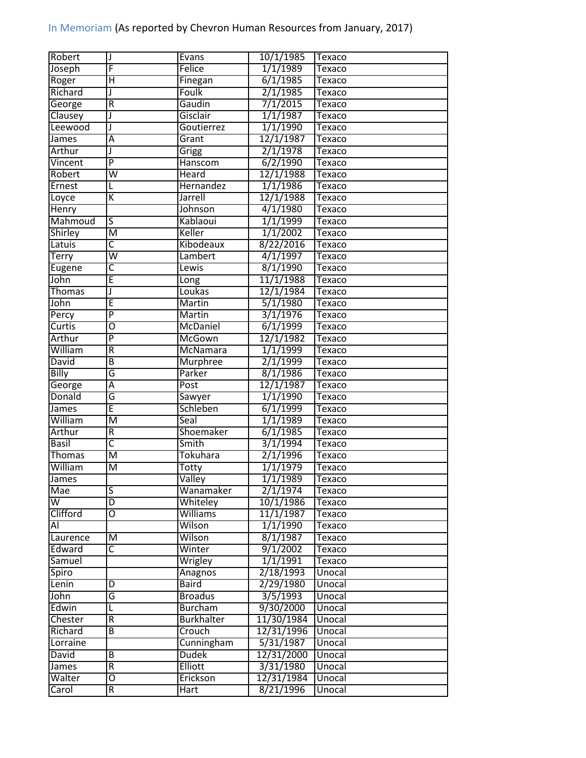In Memoriam (As reported by Chevron Human Resources from January, 2017)

| | | | | |
|---|---|---|---|---|
| Robert | J | Evans | 10/1/1985 | Texaco |
| Joseph | F | Felice | 1/1/1989 | Texaco |
| Roger | H | Finegan | 6/1/1985 | Texaco |
| Richard | J | Foulk | 2/1/1985 | Texaco |
| George | R | Gaudin | 7/1/2015 | Texaco |
| Clausey | J | Gisclair | 1/1/1987 | Texaco |
| Leewood | J | Goutierrez | 1/1/1990 | Texaco |
| James | A | Grant | 12/1/1987 | Texaco |
| Arthur | J | Grigg | 2/1/1978 | Texaco |
| Vincent | P | Hanscom | 6/2/1990 | Texaco |
| Robert | W | Heard | 12/1/1988 | Texaco |
| Ernest | L | Hernandez | 1/1/1986 | Texaco |
| Loyce | K | Jarrell | 12/1/1988 | Texaco |
| Henry | | Johnson | 4/1/1980 | Texaco |
| Mahmoud | S | Kablaoui | 1/1/1999 | Texaco |
| Shirley | M | Keller | 1/1/2002 | Texaco |
| Latuis | C | Kibodeaux | 8/22/2016 | Texaco |
| Terry | W | Lambert | 4/1/1997 | Texaco |
| Eugene | C | Lewis | 8/1/1990 | Texaco |
| John | E | Long | 11/1/1988 | Texaco |
| Thomas | J | Loukas | 12/1/1984 | Texaco |
| John | E | Martin | 5/1/1980 | Texaco |
| Percy | P | Martin | 3/1/1976 | Texaco |
| Curtis | O | McDaniel | 6/1/1999 | Texaco |
| Arthur | P | McGown | 12/1/1982 | Texaco |
| William | R | McNamara | 1/1/1999 | Texaco |
| David | B | Murphree | 2/1/1999 | Texaco |
| Billy | G | Parker | 8/1/1986 | Texaco |
| George | A | Post | 12/1/1987 | Texaco |
| Donald | G | Sawyer | 1/1/1990 | Texaco |
| James | E | Schleben | 6/1/1999 | Texaco |
| William | M | Seal | 1/1/1989 | Texaco |
| Arthur | R | Shoemaker | 6/1/1985 | Texaco |
| Basil | C | Smith | 3/1/1994 | Texaco |
| Thomas | M | Tokuhara | 2/1/1996 | Texaco |
| William | M | Totty | 1/1/1979 | Texaco |
| James | | Valley | 1/1/1989 | Texaco |
| Mae | S | Wanamaker | 2/1/1974 | Texaco |
| W | D | Whiteley | 10/1/1986 | Texaco |
| Clifford | O | Williams | 11/1/1987 | Texaco |
| Al | | Wilson | 1/1/1990 | Texaco |
| Laurence | M | Wilson | 8/1/1987 | Texaco |
| Edward | C | Winter | 9/1/2002 | Texaco |
| Samuel | | Wrigley | 1/1/1991 | Texaco |
| Spiro | | Anagnos | 2/18/1993 | Unocal |
| Lenin | D | Baird | 2/29/1980 | Unocal |
| John | G | Broadus | 3/5/1993 | Unocal |
| Edwin | L | Burcham | 9/30/2000 | Unocal |
| Chester | R | Burkhalter | 11/30/1984 | Unocal |
| Richard | B | Crouch | 12/31/1996 | Unocal |
| Lorraine | | Cunningham | 5/31/1987 | Unocal |
| David | B | Dudek | 12/31/2000 | Unocal |
| James | R | Elliott | 3/31/1980 | Unocal |
| Walter | O | Erickson | 12/31/1984 | Unocal |
| Carol | R | Hart | 8/21/1996 | Unocal |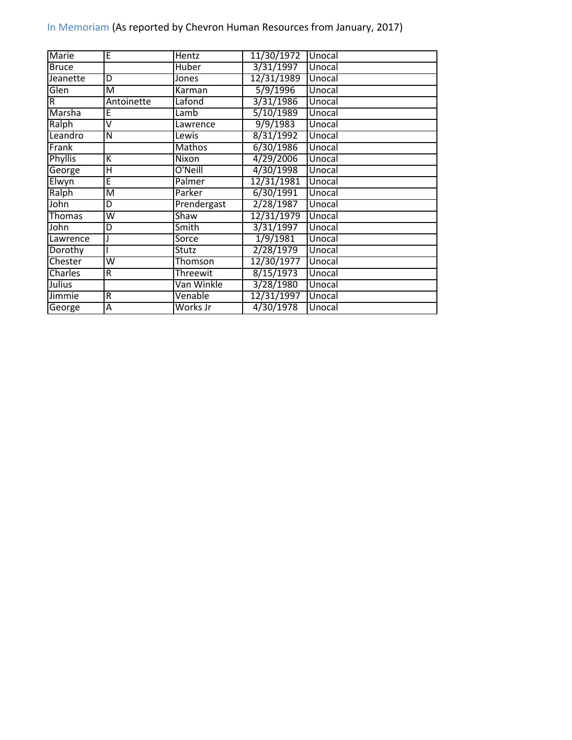In Memoriam (As reported by Chevron Human Resources from January, 2017)

| | | | | |
|---|---|---|---|---|
| Marie | E | Hentz | 11/30/1972 | Unocal |
| Bruce | | Huber | 3/31/1997 | Unocal |
| Jeanette | D | Jones | 12/31/1989 | Unocal |
| Glen | M | Karman | 5/9/1996 | Unocal |
| R | Antoinette | Lafond | 3/31/1986 | Unocal |
| Marsha | E | Lamb | 5/10/1989 | Unocal |
| Ralph | V | Lawrence | 9/9/1983 | Unocal |
| Leandro | N | Lewis | 8/31/1992 | Unocal |
| Frank | | Mathos | 6/30/1986 | Unocal |
| Phyllis | K | Nixon | 4/29/2006 | Unocal |
| George | H | O'Neill | 4/30/1998 | Unocal |
| Elwyn | E | Palmer | 12/31/1981 | Unocal |
| Ralph | M | Parker | 6/30/1991 | Unocal |
| John | D | Prendergast | 2/28/1987 | Unocal |
| Thomas | W | Shaw | 12/31/1979 | Unocal |
| John | D | Smith | 3/31/1997 | Unocal |
| Lawrence | J | Sorce | 1/9/1981 | Unocal |
| Dorothy | I | Stutz | 2/28/1979 | Unocal |
| Chester | W | Thomson | 12/30/1977 | Unocal |
| Charles | R | Threewit | 8/15/1973 | Unocal |
| Julius | | Van Winkle | 3/28/1980 | Unocal |
| Jimmie | R | Venable | 12/31/1997 | Unocal |
| George | A | Works Jr | 4/30/1978 | Unocal |